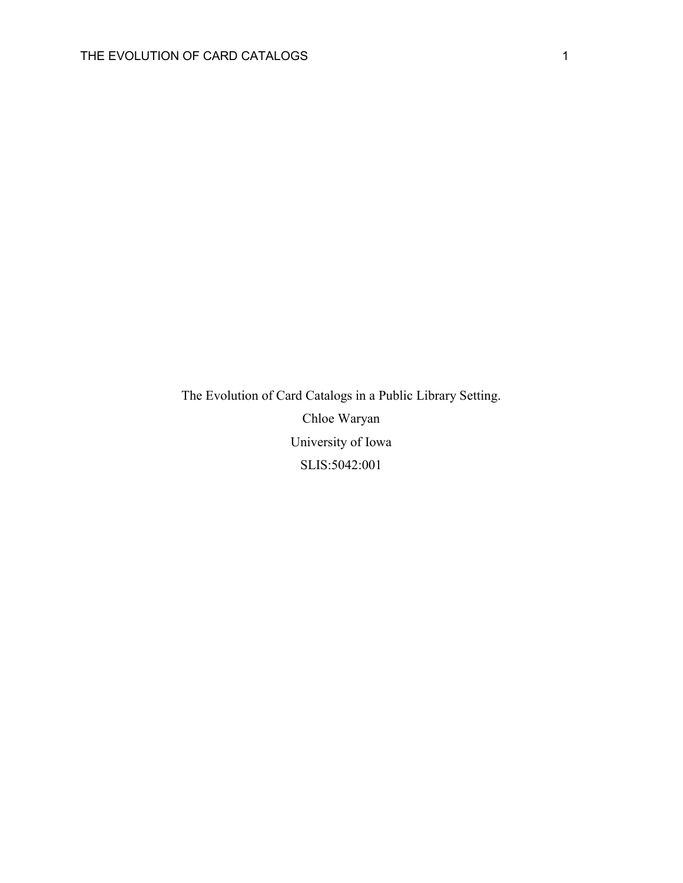The Evolution of Card Catalogs in a Public Library Setting.

Chloe Waryan

University of Iowa

SLIS:5042:001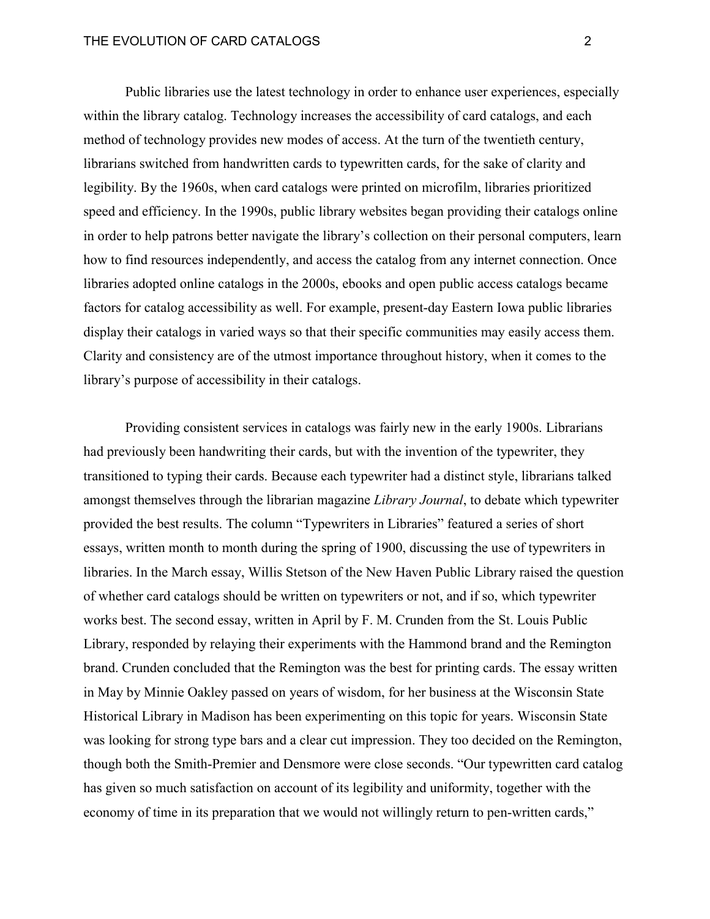Public libraries use the latest technology in order to enhance user experiences, especially within the library catalog. Technology increases the accessibility of card catalogs, and each method of technology provides new modes of access. At the turn of the twentieth century, librarians switched from handwritten cards to typewritten cards, for the sake of clarity and legibility. By the 1960s, when card catalogs were printed on microfilm, libraries prioritized speed and efficiency. In the 1990s, public library websites began providing their catalogs online in order to help patrons better navigate the library's collection on their personal computers, learn how to find resources independently, and access the catalog from any internet connection. Once libraries adopted online catalogs in the 2000s, ebooks and open public access catalogs became factors for catalog accessibility as well. For example, present-day Eastern Iowa public libraries display their catalogs in varied ways so that their specific communities may easily access them. Clarity and consistency are of the utmost importance throughout history, when it comes to the library's purpose of accessibility in their catalogs.

Providing consistent services in catalogs was fairly new in the early 1900s. Librarians had previously been handwriting their cards, but with the invention of the typewriter, they transitioned to typing their cards. Because each typewriter had a distinct style, librarians talked amongst themselves through the librarian magazine *Library Journal*, to debate which typewriter provided the best results. The column "Typewriters in Libraries" featured a series of short essays, written month to month during the spring of 1900, discussing the use of typewriters in libraries. In the March essay, Willis Stetson of the New Haven Public Library raised the question of whether card catalogs should be written on typewriters or not, and if so, which typewriter works best. The second essay, written in April by F. M. Crunden from the St. Louis Public Library, responded by relaying their experiments with the Hammond brand and the Remington brand. Crunden concluded that the Remington was the best for printing cards. The essay written in May by Minnie Oakley passed on years of wisdom, for her business at the Wisconsin State Historical Library in Madison has been experimenting on this topic for years. Wisconsin State was looking for strong type bars and a clear cut impression. They too decided on the Remington, though both the Smith-Premier and Densmore were close seconds. "Our typewritten card catalog has given so much satisfaction on account of its legibility and uniformity, together with the economy of time in its preparation that we would not willingly return to pen-written cards,"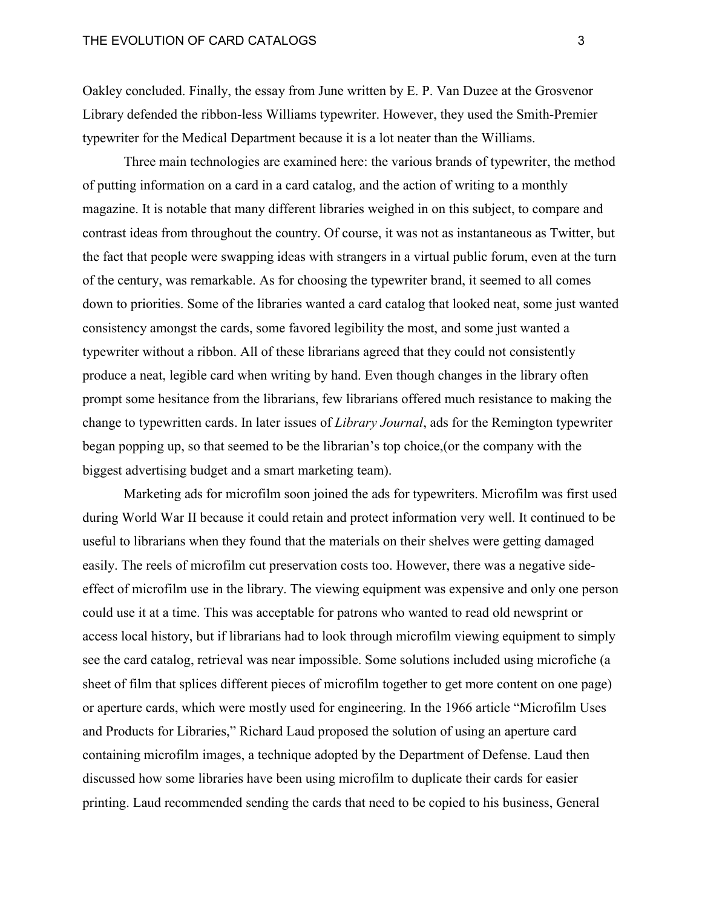Oakley concluded. Finally, the essay from June written by E. P. Van Duzee at the Grosvenor Library defended the ribbon-less Williams typewriter. However, they used the Smith-Premier typewriter for the Medical Department because it is a lot neater than the Williams.

Three main technologies are examined here: the various brands of typewriter, the method of putting information on a card in a card catalog, and the action of writing to a monthly magazine. It is notable that many different libraries weighed in on this subject, to compare and contrast ideas from throughout the country. Of course, it was not as instantaneous as Twitter, but the fact that people were swapping ideas with strangers in a virtual public forum, even at the turn of the century, was remarkable. As for choosing the typewriter brand, it seemed to all comes down to priorities. Some of the libraries wanted a card catalog that looked neat, some just wanted consistency amongst the cards, some favored legibility the most, and some just wanted a typewriter without a ribbon. All of these librarians agreed that they could not consistently produce a neat, legible card when writing by hand. Even though changes in the library often prompt some hesitance from the librarians, few librarians offered much resistance to making the change to typewritten cards. In later issues of *Library Journal*, ads for the Remington typewriter began popping up, so that seemed to be the librarian's top choice,(or the company with the biggest advertising budget and a smart marketing team).

Marketing ads for microfilm soon joined the ads for typewriters. Microfilm was first used during World War II because it could retain and protect information very well. It continued to be useful to librarians when they found that the materials on their shelves were getting damaged easily. The reels of microfilm cut preservation costs too. However, there was a negative side-effect of microfilm use in the library. The viewing equipment was expensive and only one person could use it at a time. This was acceptable for patrons who wanted to read old newsprint or access local history, but if librarians had to look through microfilm viewing equipment to simply see the card catalog, retrieval was near impossible. Some solutions included using microfiche (a sheet of film that splices different pieces of microfilm together to get more content on one page) or aperture cards, which were mostly used for engineering. In the 1966 article "Microfilm Uses and Products for Libraries," Richard Laud proposed the solution of using an aperture card containing microfilm images, a technique adopted by the Department of Defense. Laud then discussed how some libraries have been using microfilm to duplicate their cards for easier printing. Laud recommended sending the cards that need to be copied to his business, General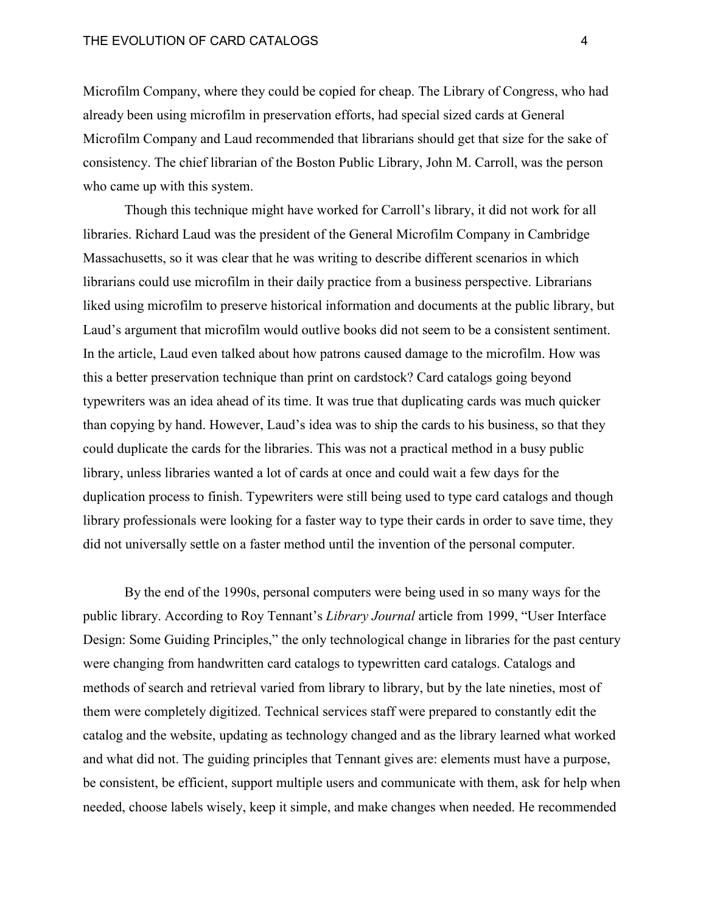Microfilm Company, where they could be copied for cheap. The Library of Congress, who had already been using microfilm in preservation efforts, had special sized cards at General Microfilm Company and Laud recommended that librarians should get that size for the sake of consistency. The chief librarian of the Boston Public Library, John M. Carroll, was the person who came up with this system.

Though this technique might have worked for Carroll's library, it did not work for all libraries. Richard Laud was the president of the General Microfilm Company in Cambridge Massachusetts, so it was clear that he was writing to describe different scenarios in which librarians could use microfilm in their daily practice from a business perspective. Librarians liked using microfilm to preserve historical information and documents at the public library, but Laud's argument that microfilm would outlive books did not seem to be a consistent sentiment. In the article, Laud even talked about how patrons caused damage to the microfilm. How was this a better preservation technique than print on cardstock? Card catalogs going beyond typewriters was an idea ahead of its time. It was true that duplicating cards was much quicker than copying by hand. However, Laud's idea was to ship the cards to his business, so that they could duplicate the cards for the libraries. This was not a practical method in a busy public library, unless libraries wanted a lot of cards at once and could wait a few days for the duplication process to finish. Typewriters were still being used to type card catalogs and though library professionals were looking for a faster way to type their cards in order to save time, they did not universally settle on a faster method until the invention of the personal computer.

By the end of the 1990s, personal computers were being used in so many ways for the public library. According to Roy Tennant's *Library Journal* article from 1999, "User Interface Design: Some Guiding Principles," the only technological change in libraries for the past century were changing from handwritten card catalogs to typewritten card catalogs. Catalogs and methods of search and retrieval varied from library to library, but by the late nineties, most of them were completely digitized. Technical services staff were prepared to constantly edit the catalog and the website, updating as technology changed and as the library learned what worked and what did not. The guiding principles that Tennant gives are: elements must have a purpose, be consistent, be efficient, support multiple users and communicate with them, ask for help when needed, choose labels wisely, keep it simple, and make changes when needed. He recommended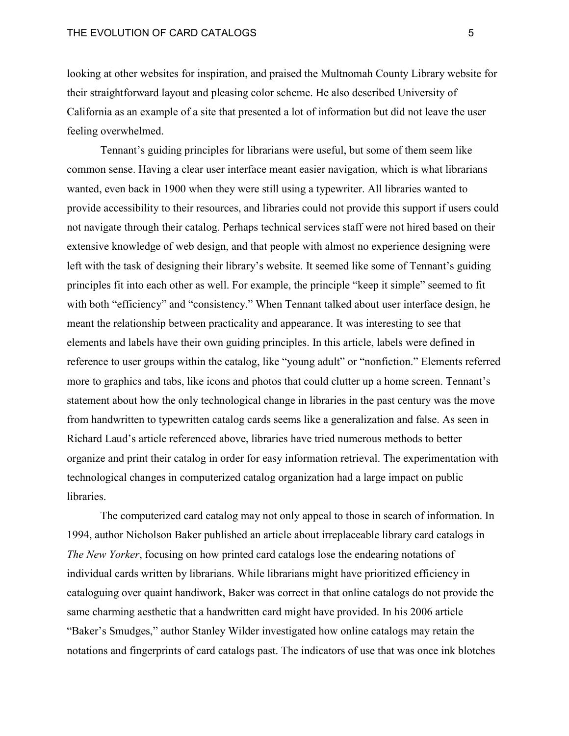looking at other websites for inspiration, and praised the Multnomah County Library website for their straightforward layout and pleasing color scheme. He also described University of California as an example of a site that presented a lot of information but did not leave the user feeling overwhelmed.

Tennant's guiding principles for librarians were useful, but some of them seem like common sense. Having a clear user interface meant easier navigation, which is what librarians wanted, even back in 1900 when they were still using a typewriter. All libraries wanted to provide accessibility to their resources, and libraries could not provide this support if users could not navigate through their catalog. Perhaps technical services staff were not hired based on their extensive knowledge of web design, and that people with almost no experience designing were left with the task of designing their library's website. It seemed like some of Tennant's guiding principles fit into each other as well. For example, the principle "keep it simple" seemed to fit with both "efficiency" and "consistency." When Tennant talked about user interface design, he meant the relationship between practicality and appearance. It was interesting to see that elements and labels have their own guiding principles. In this article, labels were defined in reference to user groups within the catalog, like "young adult" or "nonfiction." Elements referred more to graphics and tabs, like icons and photos that could clutter up a home screen. Tennant's statement about how the only technological change in libraries in the past century was the move from handwritten to typewritten catalog cards seems like a generalization and false. As seen in Richard Laud's article referenced above, libraries have tried numerous methods to better organize and print their catalog in order for easy information retrieval. The experimentation with technological changes in computerized catalog organization had a large impact on public libraries.

The computerized card catalog may not only appeal to those in search of information. In 1994, author Nicholson Baker published an article about irreplaceable library card catalogs in *The New Yorker*, focusing on how printed card catalogs lose the endearing notations of individual cards written by librarians. While librarians might have prioritized efficiency in cataloguing over quaint handiwork, Baker was correct in that online catalogs do not provide the same charming aesthetic that a handwritten card might have provided. In his 2006 article "Baker's Smudges," author Stanley Wilder investigated how online catalogs may retain the notations and fingerprints of card catalogs past. The indicators of use that was once ink blotches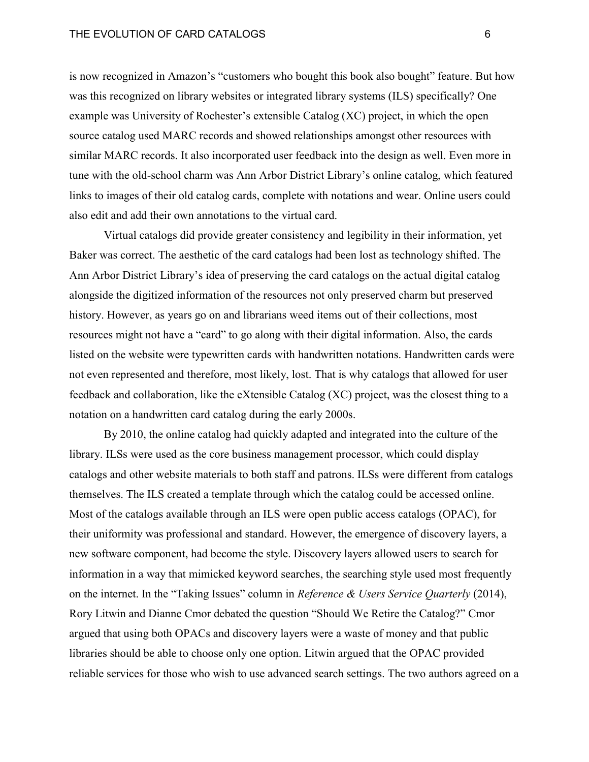is now recognized in Amazon's "customers who bought this book also bought" feature. But how was this recognized on library websites or integrated library systems (ILS) specifically? One example was University of Rochester's extensible Catalog (XC) project, in which the open source catalog used MARC records and showed relationships amongst other resources with similar MARC records. It also incorporated user feedback into the design as well. Even more in tune with the old-school charm was Ann Arbor District Library's online catalog, which featured links to images of their old catalog cards, complete with notations and wear. Online users could also edit and add their own annotations to the virtual card.

Virtual catalogs did provide greater consistency and legibility in their information, yet Baker was correct. The aesthetic of the card catalogs had been lost as technology shifted. The Ann Arbor District Library's idea of preserving the card catalogs on the actual digital catalog alongside the digitized information of the resources not only preserved charm but preserved history. However, as years go on and librarians weed items out of their collections, most resources might not have a "card" to go along with their digital information. Also, the cards listed on the website were typewritten cards with handwritten notations. Handwritten cards were not even represented and therefore, most likely, lost. That is why catalogs that allowed for user feedback and collaboration, like the eXtensible Catalog (XC) project, was the closest thing to a notation on a handwritten card catalog during the early 2000s.

By 2010, the online catalog had quickly adapted and integrated into the culture of the library. ILSs were used as the core business management processor, which could display catalogs and other website materials to both staff and patrons. ILSs were different from catalogs themselves. The ILS created a template through which the catalog could be accessed online. Most of the catalogs available through an ILS were open public access catalogs (OPAC), for their uniformity was professional and standard. However, the emergence of discovery layers, a new software component, had become the style. Discovery layers allowed users to search for information in a way that mimicked keyword searches, the searching style used most frequently on the internet. In the "Taking Issues" column in *Reference & Users Service Quarterly* (2014), Rory Litwin and Dianne Cmor debated the question "Should We Retire the Catalog?" Cmor argued that using both OPACs and discovery layers were a waste of money and that public libraries should be able to choose only one option. Litwin argued that the OPAC provided reliable services for those who wish to use advanced search settings. The two authors agreed on a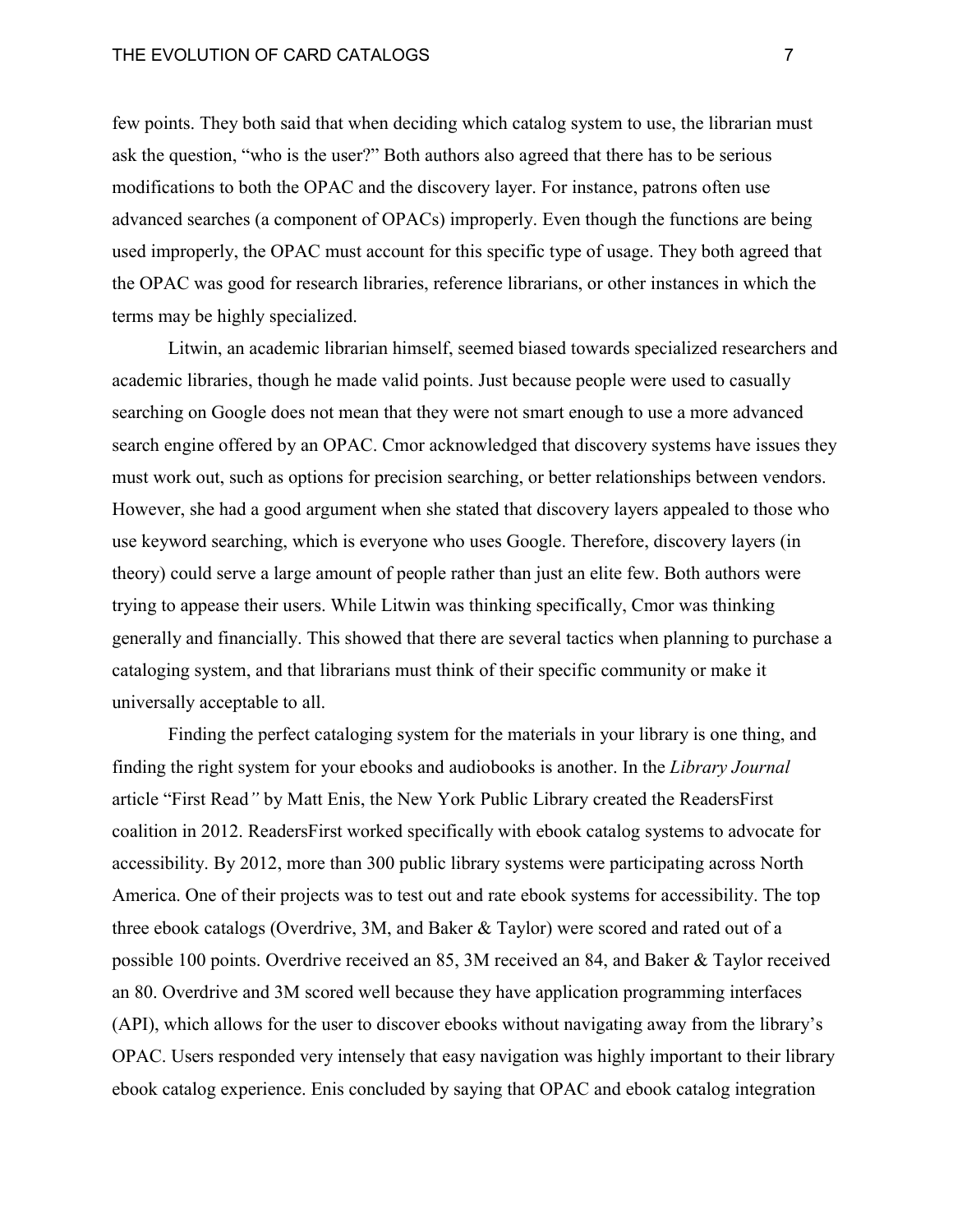few points. They both said that when deciding which catalog system to use, the librarian must ask the question, "who is the user?" Both authors also agreed that there has to be serious modifications to both the OPAC and the discovery layer. For instance, patrons often use advanced searches (a component of OPACs) improperly. Even though the functions are being used improperly, the OPAC must account for this specific type of usage. They both agreed that the OPAC was good for research libraries, reference librarians, or other instances in which the terms may be highly specialized.

Litwin, an academic librarian himself, seemed biased towards specialized researchers and academic libraries, though he made valid points. Just because people were used to casually searching on Google does not mean that they were not smart enough to use a more advanced search engine offered by an OPAC. Cmor acknowledged that discovery systems have issues they must work out, such as options for precision searching, or better relationships between vendors. However, she had a good argument when she stated that discovery layers appealed to those who use keyword searching, which is everyone who uses Google. Therefore, discovery layers (in theory) could serve a large amount of people rather than just an elite few. Both authors were trying to appease their users. While Litwin was thinking specifically, Cmor was thinking generally and financially. This showed that there are several tactics when planning to purchase a cataloging system, and that librarians must think of their specific community or make it universally acceptable to all.

Finding the perfect cataloging system for the materials in your library is one thing, and finding the right system for your ebooks and audiobooks is another. In the *Library Journal* article "First Read*"* by Matt Enis, the New York Public Library created the ReadersFirst coalition in 2012. ReadersFirst worked specifically with ebook catalog systems to advocate for accessibility. By 2012, more than 300 public library systems were participating across North America. One of their projects was to test out and rate ebook systems for accessibility. The top three ebook catalogs (Overdrive, 3M, and Baker & Taylor) were scored and rated out of a possible 100 points. Overdrive received an 85, 3M received an 84, and Baker & Taylor received an 80. Overdrive and 3M scored well because they have application programming interfaces (API), which allows for the user to discover ebooks without navigating away from the library's OPAC. Users responded very intensely that easy navigation was highly important to their library ebook catalog experience. Enis concluded by saying that OPAC and ebook catalog integration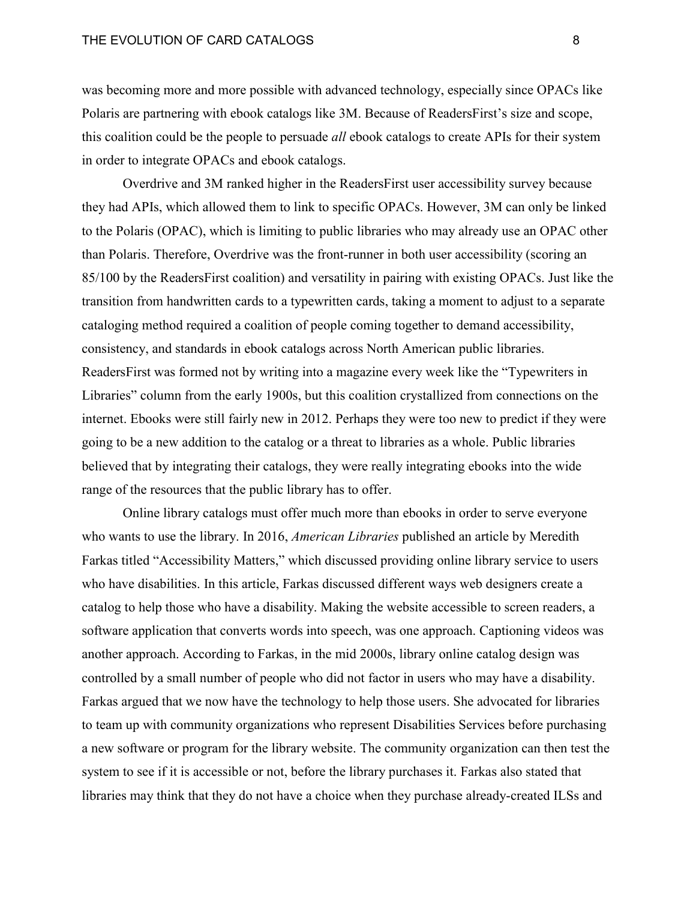was becoming more and more possible with advanced technology, especially since OPACs like Polaris are partnering with ebook catalogs like 3M. Because of ReadersFirst's size and scope, this coalition could be the people to persuade *all* ebook catalogs to create APIs for their system in order to integrate OPACs and ebook catalogs.

Overdrive and 3M ranked higher in the ReadersFirst user accessibility survey because they had APIs, which allowed them to link to specific OPACs. However, 3M can only be linked to the Polaris (OPAC), which is limiting to public libraries who may already use an OPAC other than Polaris. Therefore, Overdrive was the front-runner in both user accessibility (scoring an 85/100 by the ReadersFirst coalition) and versatility in pairing with existing OPACs. Just like the transition from handwritten cards to a typewritten cards, taking a moment to adjust to a separate cataloging method required a coalition of people coming together to demand accessibility, consistency, and standards in ebook catalogs across North American public libraries. ReadersFirst was formed not by writing into a magazine every week like the "Typewriters in Libraries" column from the early 1900s, but this coalition crystallized from connections on the internet. Ebooks were still fairly new in 2012. Perhaps they were too new to predict if they were going to be a new addition to the catalog or a threat to libraries as a whole. Public libraries believed that by integrating their catalogs, they were really integrating ebooks into the wide range of the resources that the public library has to offer.

Online library catalogs must offer much more than ebooks in order to serve everyone who wants to use the library. In 2016, *American Libraries* published an article by Meredith Farkas titled "Accessibility Matters," which discussed providing online library service to users who have disabilities. In this article, Farkas discussed different ways web designers create a catalog to help those who have a disability. Making the website accessible to screen readers, a software application that converts words into speech, was one approach. Captioning videos was another approach. According to Farkas, in the mid 2000s, library online catalog design was controlled by a small number of people who did not factor in users who may have a disability. Farkas argued that we now have the technology to help those users. She advocated for libraries to team up with community organizations who represent Disabilities Services before purchasing a new software or program for the library website. The community organization can then test the system to see if it is accessible or not, before the library purchases it. Farkas also stated that libraries may think that they do not have a choice when they purchase already-created ILSs and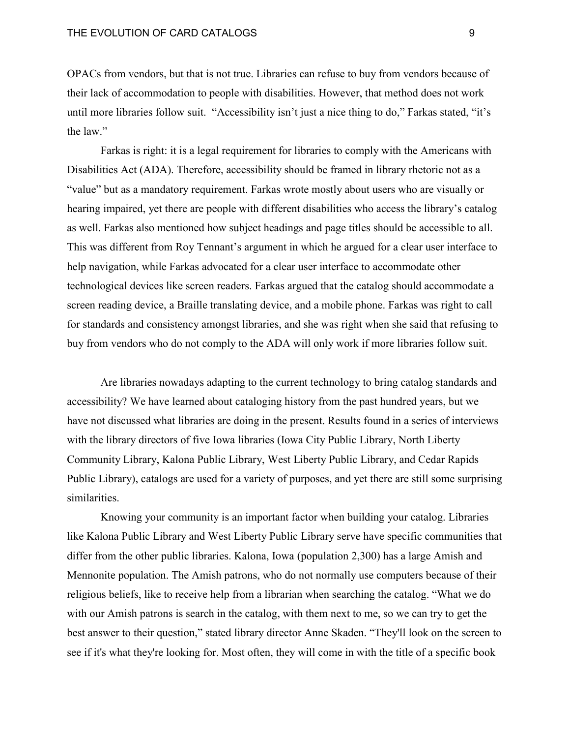OPACs from vendors, but that is not true. Libraries can refuse to buy from vendors because of their lack of accommodation to people with disabilities. However, that method does not work until more libraries follow suit. "Accessibility isn't just a nice thing to do," Farkas stated, "it's the law."

Farkas is right: it is a legal requirement for libraries to comply with the Americans with Disabilities Act (ADA). Therefore, accessibility should be framed in library rhetoric not as a "value" but as a mandatory requirement. Farkas wrote mostly about users who are visually or hearing impaired, yet there are people with different disabilities who access the library's catalog as well. Farkas also mentioned how subject headings and page titles should be accessible to all. This was different from Roy Tennant's argument in which he argued for a clear user interface to help navigation, while Farkas advocated for a clear user interface to accommodate other technological devices like screen readers. Farkas argued that the catalog should accommodate a screen reading device, a Braille translating device, and a mobile phone. Farkas was right to call for standards and consistency amongst libraries, and she was right when she said that refusing to buy from vendors who do not comply to the ADA will only work if more libraries follow suit.

Are libraries nowadays adapting to the current technology to bring catalog standards and accessibility? We have learned about cataloging history from the past hundred years, but we have not discussed what libraries are doing in the present. Results found in a series of interviews with the library directors of five Iowa libraries (Iowa City Public Library, North Liberty Community Library, Kalona Public Library, West Liberty Public Library, and Cedar Rapids Public Library), catalogs are used for a variety of purposes, and yet there are still some surprising similarities.

Knowing your community is an important factor when building your catalog. Libraries like Kalona Public Library and West Liberty Public Library serve have specific communities that differ from the other public libraries. Kalona, Iowa (population 2,300) has a large Amish and Mennonite population. The Amish patrons, who do not normally use computers because of their religious beliefs, like to receive help from a librarian when searching the catalog. "What we do with our Amish patrons is search in the catalog, with them next to me, so we can try to get the best answer to their question," stated library director Anne Skaden. "They'll look on the screen to see if it's what they're looking for. Most often, they will come in with the title of a specific book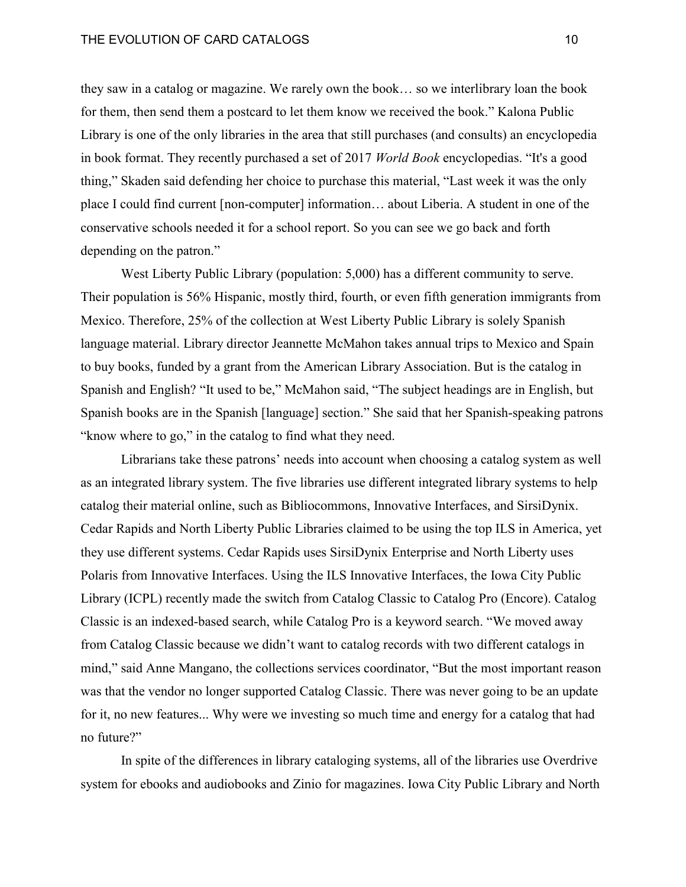they saw in a catalog or magazine. We rarely own the book… so we interlibrary loan the book for them, then send them a postcard to let them know we received the book." Kalona Public Library is one of the only libraries in the area that still purchases (and consults) an encyclopedia in book format. They recently purchased a set of 2017 *World Book* encyclopedias. "It's a good thing," Skaden said defending her choice to purchase this material, "Last week it was the only place I could find current [non-computer] information… about Liberia. A student in one of the conservative schools needed it for a school report. So you can see we go back and forth depending on the patron."

West Liberty Public Library (population: 5,000) has a different community to serve. Their population is 56% Hispanic, mostly third, fourth, or even fifth generation immigrants from Mexico. Therefore, 25% of the collection at West Liberty Public Library is solely Spanish language material. Library director Jeannette McMahon takes annual trips to Mexico and Spain to buy books, funded by a grant from the American Library Association. But is the catalog in Spanish and English? "It used to be," McMahon said, "The subject headings are in English, but Spanish books are in the Spanish [language] section." She said that her Spanish-speaking patrons "know where to go," in the catalog to find what they need.

Librarians take these patrons' needs into account when choosing a catalog system as well as an integrated library system. The five libraries use different integrated library systems to help catalog their material online, such as Bibliocommons, Innovative Interfaces, and SirsiDynix. Cedar Rapids and North Liberty Public Libraries claimed to be using the top ILS in America, yet they use different systems. Cedar Rapids uses SirsiDynix Enterprise and North Liberty uses Polaris from Innovative Interfaces. Using the ILS Innovative Interfaces, the Iowa City Public Library (ICPL) recently made the switch from Catalog Classic to Catalog Pro (Encore). Catalog Classic is an indexed-based search, while Catalog Pro is a keyword search. "We moved away from Catalog Classic because we didn't want to catalog records with two different catalogs in mind," said Anne Mangano, the collections services coordinator, "But the most important reason was that the vendor no longer supported Catalog Classic. There was never going to be an update for it, no new features... Why were we investing so much time and energy for a catalog that had no future?"

In spite of the differences in library cataloging systems, all of the libraries use Overdrive system for ebooks and audiobooks and Zinio for magazines. Iowa City Public Library and North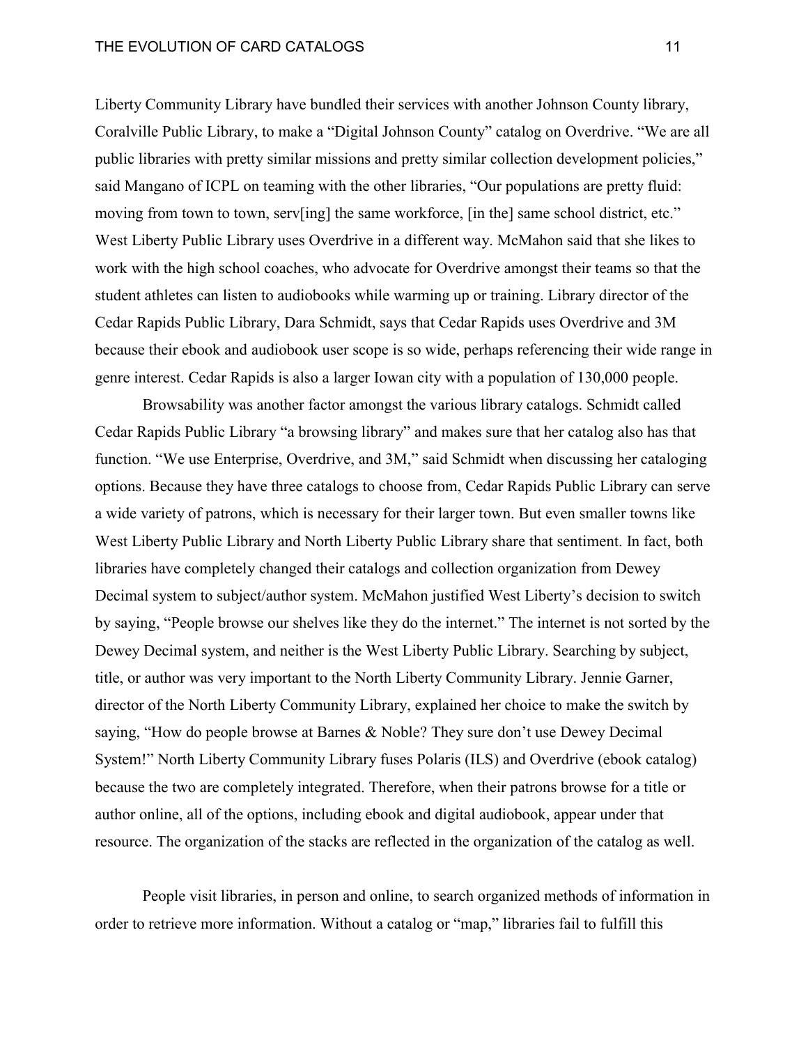Liberty Community Library have bundled their services with another Johnson County library, Coralville Public Library, to make a "Digital Johnson County" catalog on Overdrive. "We are all public libraries with pretty similar missions and pretty similar collection development policies," said Mangano of ICPL on teaming with the other libraries, "Our populations are pretty fluid: moving from town to town, serv[ing] the same workforce, [in the] same school district, etc." West Liberty Public Library uses Overdrive in a different way. McMahon said that she likes to work with the high school coaches, who advocate for Overdrive amongst their teams so that the student athletes can listen to audiobooks while warming up or training. Library director of the Cedar Rapids Public Library, Dara Schmidt, says that Cedar Rapids uses Overdrive and 3M because their ebook and audiobook user scope is so wide, perhaps referencing their wide range in genre interest. Cedar Rapids is also a larger Iowan city with a population of 130,000 people.

Browsability was another factor amongst the various library catalogs. Schmidt called Cedar Rapids Public Library "a browsing library" and makes sure that her catalog also has that function. "We use Enterprise, Overdrive, and 3M," said Schmidt when discussing her cataloging options. Because they have three catalogs to choose from, Cedar Rapids Public Library can serve a wide variety of patrons, which is necessary for their larger town. But even smaller towns like West Liberty Public Library and North Liberty Public Library share that sentiment. In fact, both libraries have completely changed their catalogs and collection organization from Dewey Decimal system to subject/author system. McMahon justified West Liberty's decision to switch by saying, "People browse our shelves like they do the internet." The internet is not sorted by the Dewey Decimal system, and neither is the West Liberty Public Library. Searching by subject, title, or author was very important to the North Liberty Community Library. Jennie Garner, director of the North Liberty Community Library, explained her choice to make the switch by saying, "How do people browse at Barnes & Noble? They sure don't use Dewey Decimal System!" North Liberty Community Library fuses Polaris (ILS) and Overdrive (ebook catalog) because the two are completely integrated. Therefore, when their patrons browse for a title or author online, all of the options, including ebook and digital audiobook, appear under that resource. The organization of the stacks are reflected in the organization of the catalog as well.

People visit libraries, in person and online, to search organized methods of information in order to retrieve more information. Without a catalog or "map," libraries fail to fulfill this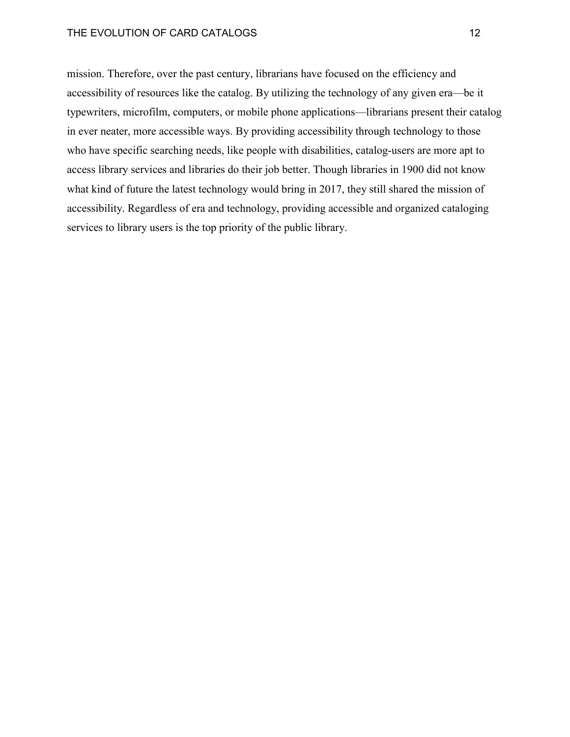mission. Therefore, over the past century, librarians have focused on the efficiency and accessibility of resources like the catalog. By utilizing the technology of any given era—be it typewriters, microfilm, computers, or mobile phone applications—librarians present their catalog in ever neater, more accessible ways. By providing accessibility through technology to those who have specific searching needs, like people with disabilities, catalog-users are more apt to access library services and libraries do their job better. Though libraries in 1900 did not know what kind of future the latest technology would bring in 2017, they still shared the mission of accessibility. Regardless of era and technology, providing accessible and organized cataloging services to library users is the top priority of the public library.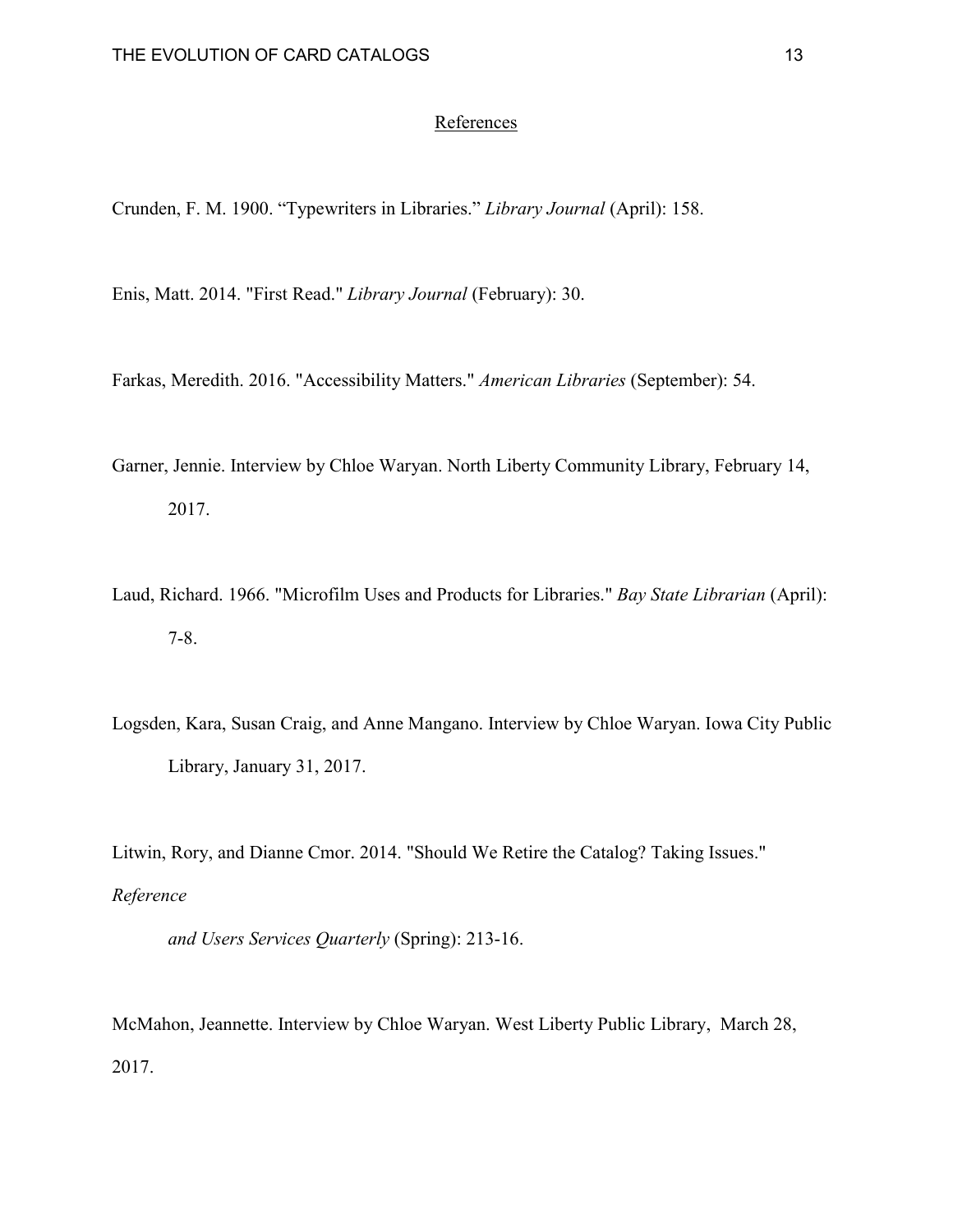## References

Crunden, F. M. 1900. “Typewriters in Libraries.” *Library Journal* (April): 158.

Enis, Matt. 2014. "First Read." *Library Journal* (February): 30.

Farkas, Meredith. 2016. "Accessibility Matters." *American Libraries* (September): 54.

Garner, Jennie. Interview by Chloe Waryan. North Liberty Community Library, February 14, 2017.

Laud, Richard. 1966. "Microfilm Uses and Products for Libraries." *Bay State Librarian* (April): 7-8.

Logsden, Kara, Susan Craig, and Anne Mangano. Interview by Chloe Waryan. Iowa City Public Library, January 31, 2017.

Litwin, Rory, and Dianne Cmor. 2014. "Should We Retire the Catalog? Taking Issues." *Reference and Users Services Quarterly* (Spring): 213-16.

McMahon, Jeannette. Interview by Chloe Waryan. West Liberty Public Library, March 28, 2017.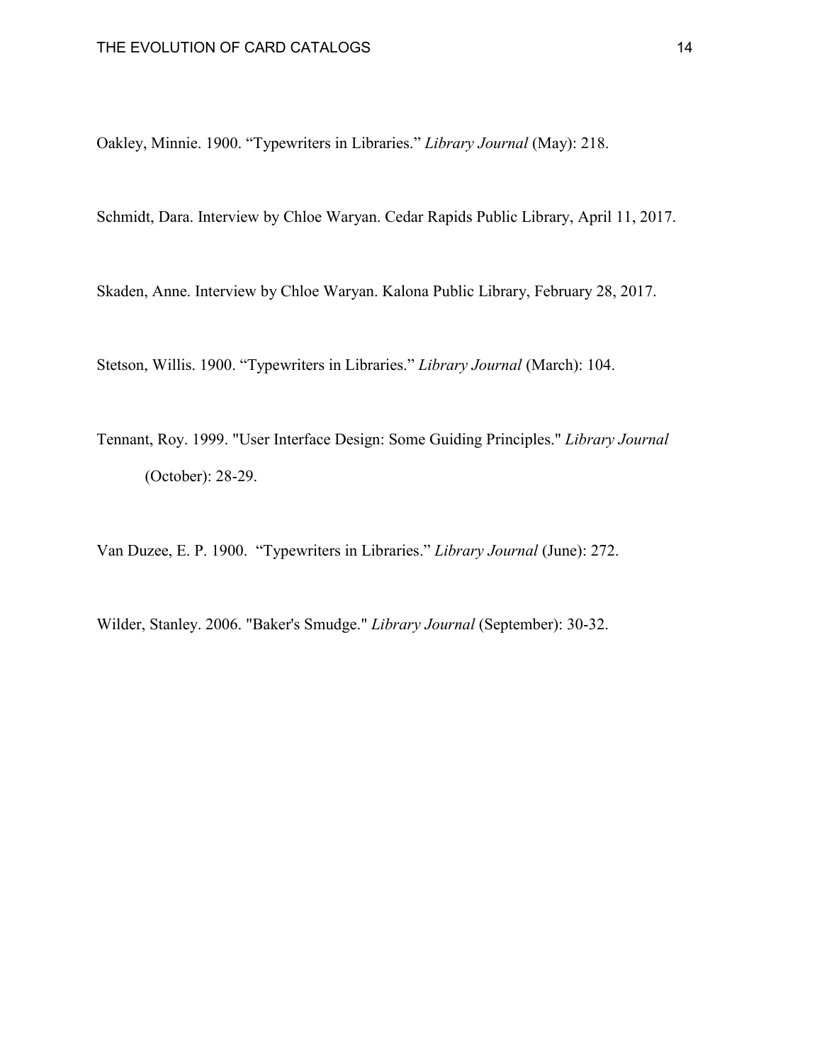Oakley, Minnie. 1900. “Typewriters in Libraries.” *Library Journal* (May): 218.

Schmidt, Dara. Interview by Chloe Waryan. Cedar Rapids Public Library, April 11, 2017.

Skaden, Anne. Interview by Chloe Waryan. Kalona Public Library, February 28, 2017.

Stetson, Willis. 1900. “Typewriters in Libraries.” *Library Journal* (March): 104.

Tennant, Roy. 1999. "User Interface Design: Some Guiding Principles." *Library Journal* (October): 28-29.

Van Duzee, E. P. 1900. “Typewriters in Libraries.” *Library Journal* (June): 272.

Wilder, Stanley. 2006. "Baker's Smudge." *Library Journal* (September): 30-32.